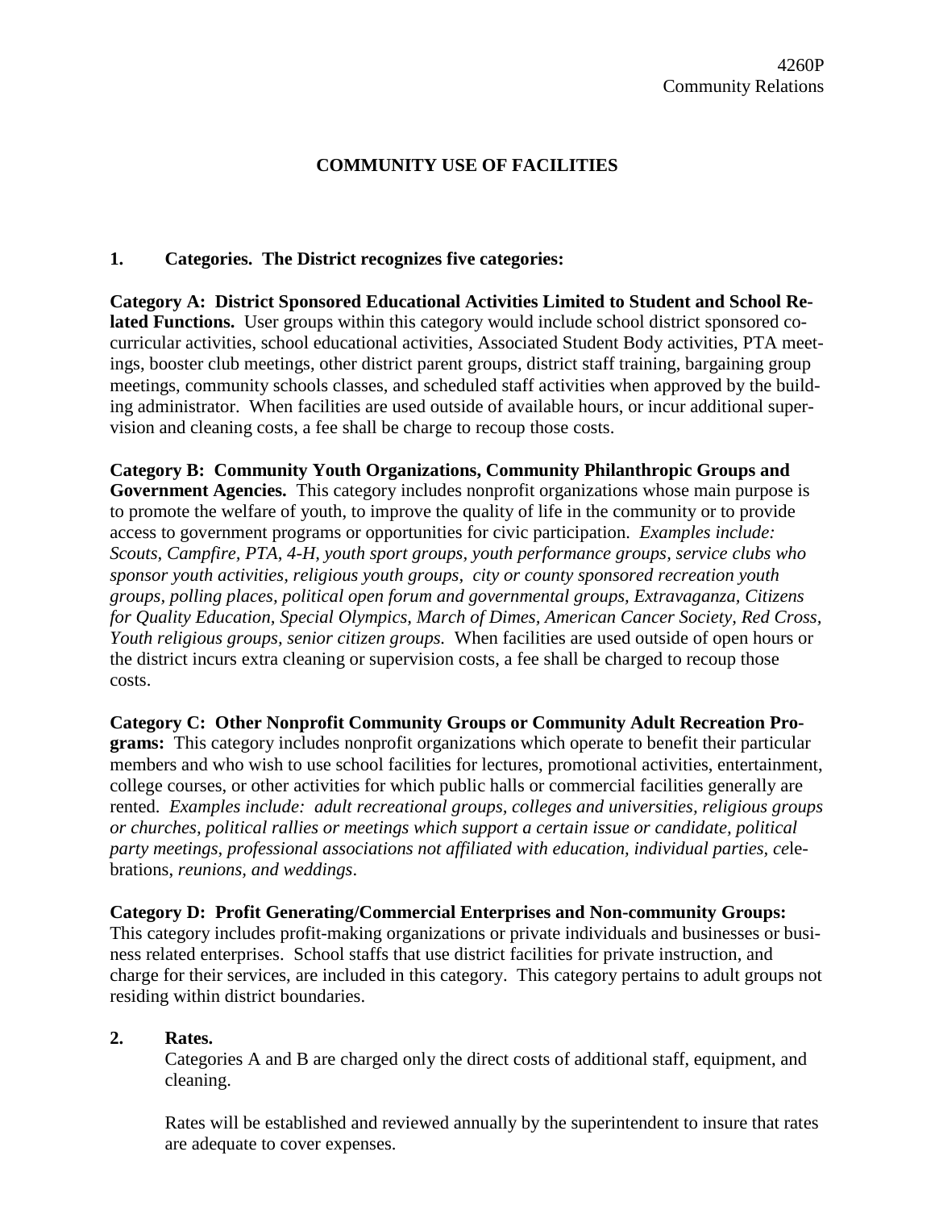4260P
Community Relations

# COMMUNITY USE OF FACILITIES

## 1. Categories. The District recognizes five categories:

**Category A: District Sponsored Educational Activities Limited to Student and School Related Functions.** User groups within this category would include school district sponsored co-curricular activities, school educational activities, Associated Student Body activities, PTA meetings, booster club meetings, other district parent groups, district staff training, bargaining group meetings, community schools classes, and scheduled staff activities when approved by the building administrator. When facilities are used outside of available hours, or incur additional supervision and cleaning costs, a fee shall be charge to recoup those costs.

**Category B: Community Youth Organizations, Community Philanthropic Groups and Government Agencies.** This category includes nonprofit organizations whose main purpose is to promote the welfare of youth, to improve the quality of life in the community or to provide access to government programs or opportunities for civic participation. *Examples include: Scouts, Campfire, PTA, 4-H, youth sport groups, youth performance groups, service clubs who sponsor youth activities, religious youth groups, city or county sponsored recreation youth groups, polling places, political open forum and governmental groups, Extravaganza, Citizens for Quality Education, Special Olympics, March of Dimes, American Cancer Society, Red Cross, Youth religious groups, senior citizen groups.* When facilities are used outside of open hours or the district incurs extra cleaning or supervision costs, a fee shall be charged to recoup those costs.

**Category C: Other Nonprofit Community Groups or Community Adult Recreation Programs:** This category includes nonprofit organizations which operate to benefit their particular members and who wish to use school facilities for lectures, promotional activities, entertainment, college courses, or other activities for which public halls or commercial facilities generally are rented. *Examples include: adult recreational groups, colleges and universities, religious groups or churches, political rallies or meetings which support a certain issue or candidate, political party meetings, professional associations not affiliated with education, individual parties, ce*lebrations, *reunions, and weddings*.

**Category D: Profit Generating/Commercial Enterprises and Non-community Groups:** This category includes profit-making organizations or private individuals and businesses or business related enterprises. School staffs that use district facilities for private instruction, and charge for their services, are included in this category. This category pertains to adult groups not residing within district boundaries.

## 2. Rates.

Categories A and B are charged only the direct costs of additional staff, equipment, and cleaning.

Rates will be established and reviewed annually by the superintendent to insure that rates are adequate to cover expenses.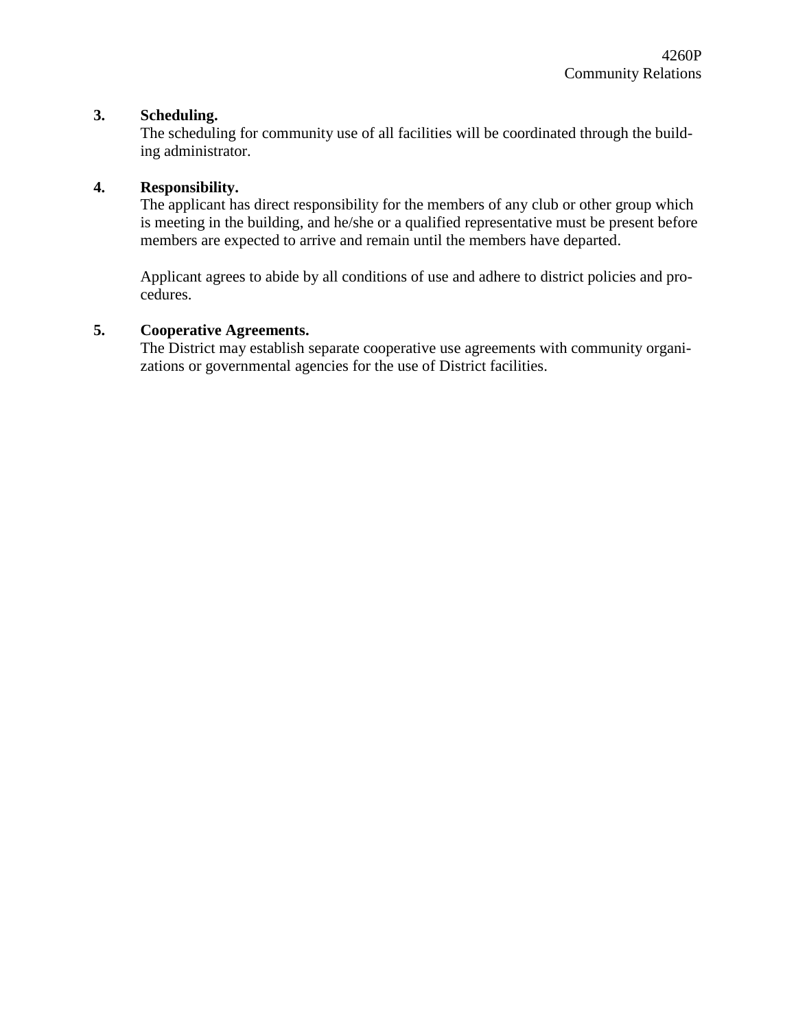3. **Scheduling.**
   The scheduling for community use of all facilities will be coordinated through the building administrator.

4. **Responsibility.**
   The applicant has direct responsibility for the members of any club or other group which is meeting in the building, and he/she or a qualified representative must be present before members are expected to arrive and remain until the members have departed.

   Applicant agrees to abide by all conditions of use and adhere to district policies and procedures.

5. **Cooperative Agreements.**
   The District may establish separate cooperative use agreements with community organizations or governmental agencies for the use of District facilities.